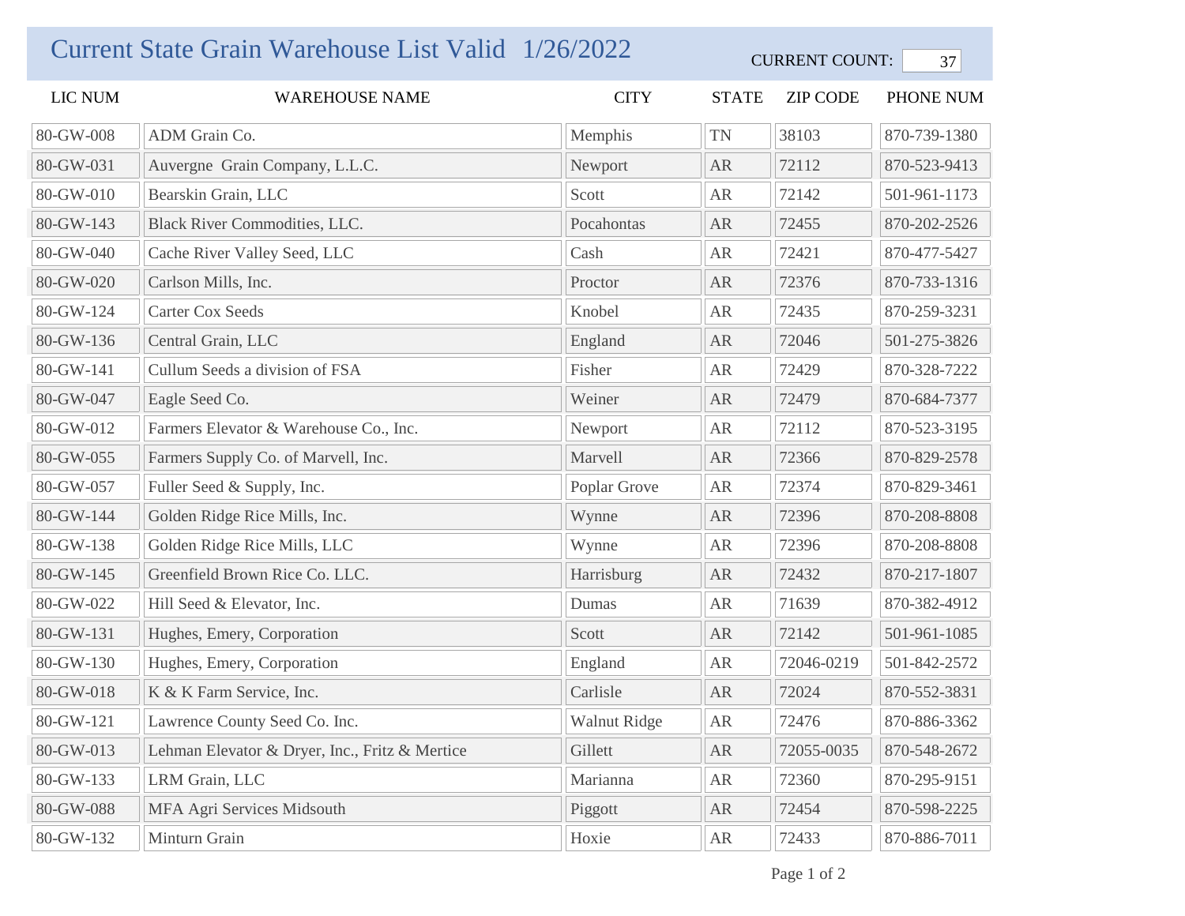# Current State Grain Warehouse List Valid 1/26/2022

CURRENT COUNT: 37

| LIC NUM | WAREHOUSE NAME | CITY | STATE | ZIP CODE | PHONE NUM |
|---|---|---|---|---|---|
| 80-GW-008 | ADM Grain Co. | Memphis | TN | 38103 | 870-739-1380 |
| 80-GW-031 | Auvergne Grain Company, L.L.C. | Newport | AR | 72112 | 870-523-9413 |
| 80-GW-010 | Bearskin Grain, LLC | Scott | AR | 72142 | 501-961-1173 |
| 80-GW-143 | Black River Commodities, LLC. | Pocahontas | AR | 72455 | 870-202-2526 |
| 80-GW-040 | Cache River Valley Seed, LLC | Cash | AR | 72421 | 870-477-5427 |
| 80-GW-020 | Carlson Mills, Inc. | Proctor | AR | 72376 | 870-733-1316 |
| 80-GW-124 | Carter Cox Seeds | Knobel | AR | 72435 | 870-259-3231 |
| 80-GW-136 | Central Grain, LLC | England | AR | 72046 | 501-275-3826 |
| 80-GW-141 | Cullum Seeds a division of FSA | Fisher | AR | 72429 | 870-328-7222 |
| 80-GW-047 | Eagle Seed Co. | Weiner | AR | 72479 | 870-684-7377 |
| 80-GW-012 | Farmers Elevator & Warehouse Co., Inc. | Newport | AR | 72112 | 870-523-3195 |
| 80-GW-055 | Farmers Supply Co. of Marvell, Inc. | Marvell | AR | 72366 | 870-829-2578 |
| 80-GW-057 | Fuller Seed & Supply, Inc. | Poplar Grove | AR | 72374 | 870-829-3461 |
| 80-GW-144 | Golden Ridge Rice Mills, Inc. | Wynne | AR | 72396 | 870-208-8808 |
| 80-GW-138 | Golden Ridge Rice Mills, LLC | Wynne | AR | 72396 | 870-208-8808 |
| 80-GW-145 | Greenfield Brown Rice Co. LLC. | Harrisburg | AR | 72432 | 870-217-1807 |
| 80-GW-022 | Hill Seed & Elevator, Inc. | Dumas | AR | 71639 | 870-382-4912 |
| 80-GW-131 | Hughes, Emery, Corporation | Scott | AR | 72142 | 501-961-1085 |
| 80-GW-130 | Hughes, Emery, Corporation | England | AR | 72046-0219 | 501-842-2572 |
| 80-GW-018 | K & K Farm Service, Inc. | Carlisle | AR | 72024 | 870-552-3831 |
| 80-GW-121 | Lawrence County Seed Co. Inc. | Walnut Ridge | AR | 72476 | 870-886-3362 |
| 80-GW-013 | Lehman Elevator & Dryer, Inc., Fritz & Mertice | Gillett | AR | 72055-0035 | 870-548-2672 |
| 80-GW-133 | LRM Grain, LLC | Marianna | AR | 72360 | 870-295-9151 |
| 80-GW-088 | MFA Agri Services Midsouth | Piggott | AR | 72454 | 870-598-2225 |
| 80-GW-132 | Minturn Grain | Hoxie | AR | 72433 | 870-886-7011 |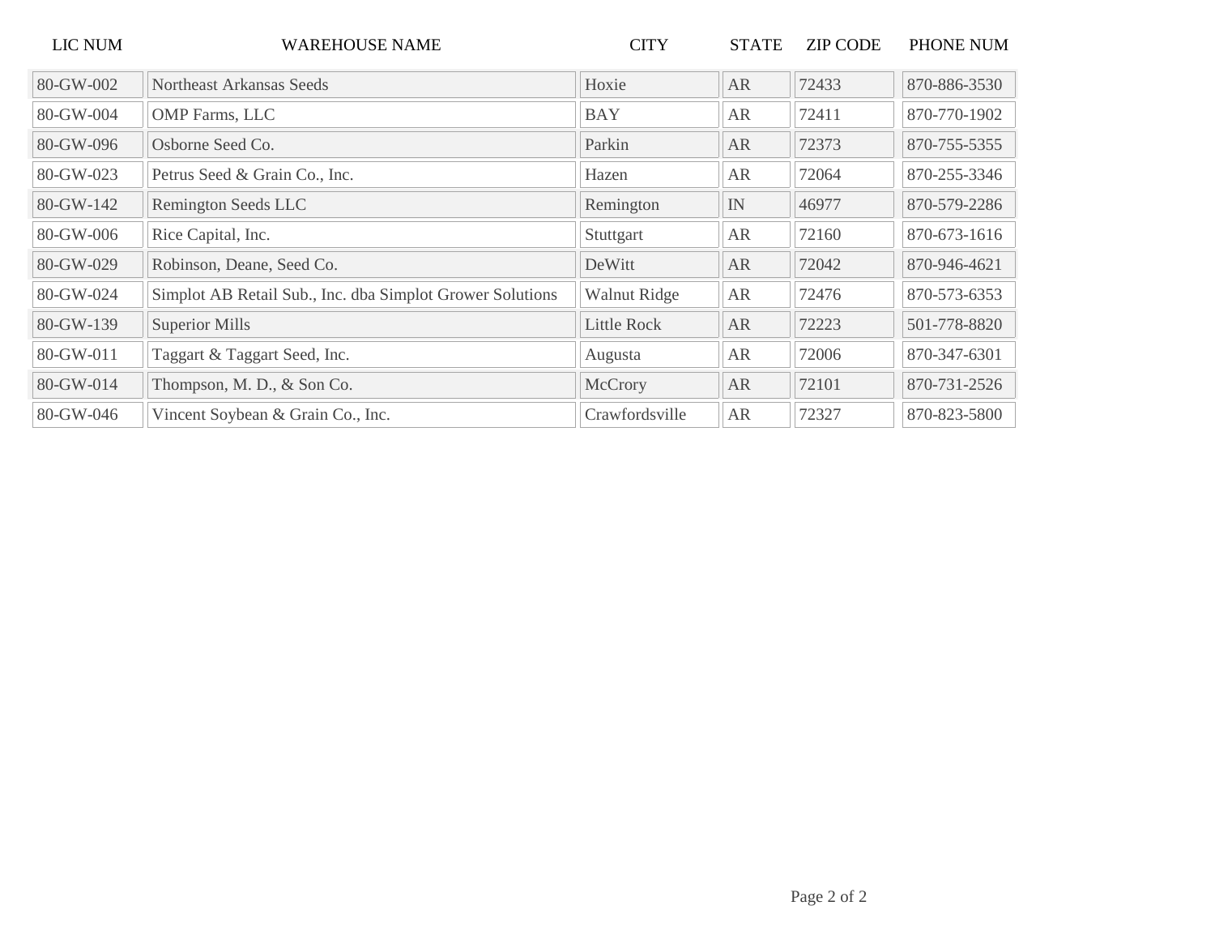| LIC NUM | WAREHOUSE NAME | CITY | STATE | ZIP CODE | PHONE NUM |
| --- | --- | --- | --- | --- | --- |
| 80-GW-002 | Northeast Arkansas Seeds | Hoxie | AR | 72433 | 870-886-3530 |
| 80-GW-004 | OMP Farms, LLC | BAY | AR | 72411 | 870-770-1902 |
| 80-GW-096 | Osborne Seed Co. | Parkin | AR | 72373 | 870-755-5355 |
| 80-GW-023 | Petrus Seed & Grain Co., Inc. | Hazen | AR | 72064 | 870-255-3346 |
| 80-GW-142 | Remington Seeds LLC | Remington | IN | 46977 | 870-579-2286 |
| 80-GW-006 | Rice Capital, Inc. | Stuttgart | AR | 72160 | 870-673-1616 |
| 80-GW-029 | Robinson, Deane, Seed Co. | DeWitt | AR | 72042 | 870-946-4621 |
| 80-GW-024 | Simplot AB Retail Sub., Inc. dba Simplot Grower Solutions | Walnut Ridge | AR | 72476 | 870-573-6353 |
| 80-GW-139 | Superior Mills | Little Rock | AR | 72223 | 501-778-8820 |
| 80-GW-011 | Taggart & Taggart Seed, Inc. | Augusta | AR | 72006 | 870-347-6301 |
| 80-GW-014 | Thompson, M. D., & Son Co. | McCrory | AR | 72101 | 870-731-2526 |
| 80-GW-046 | Vincent Soybean & Grain Co., Inc. | Crawfordsville | AR | 72327 | 870-823-5800 |